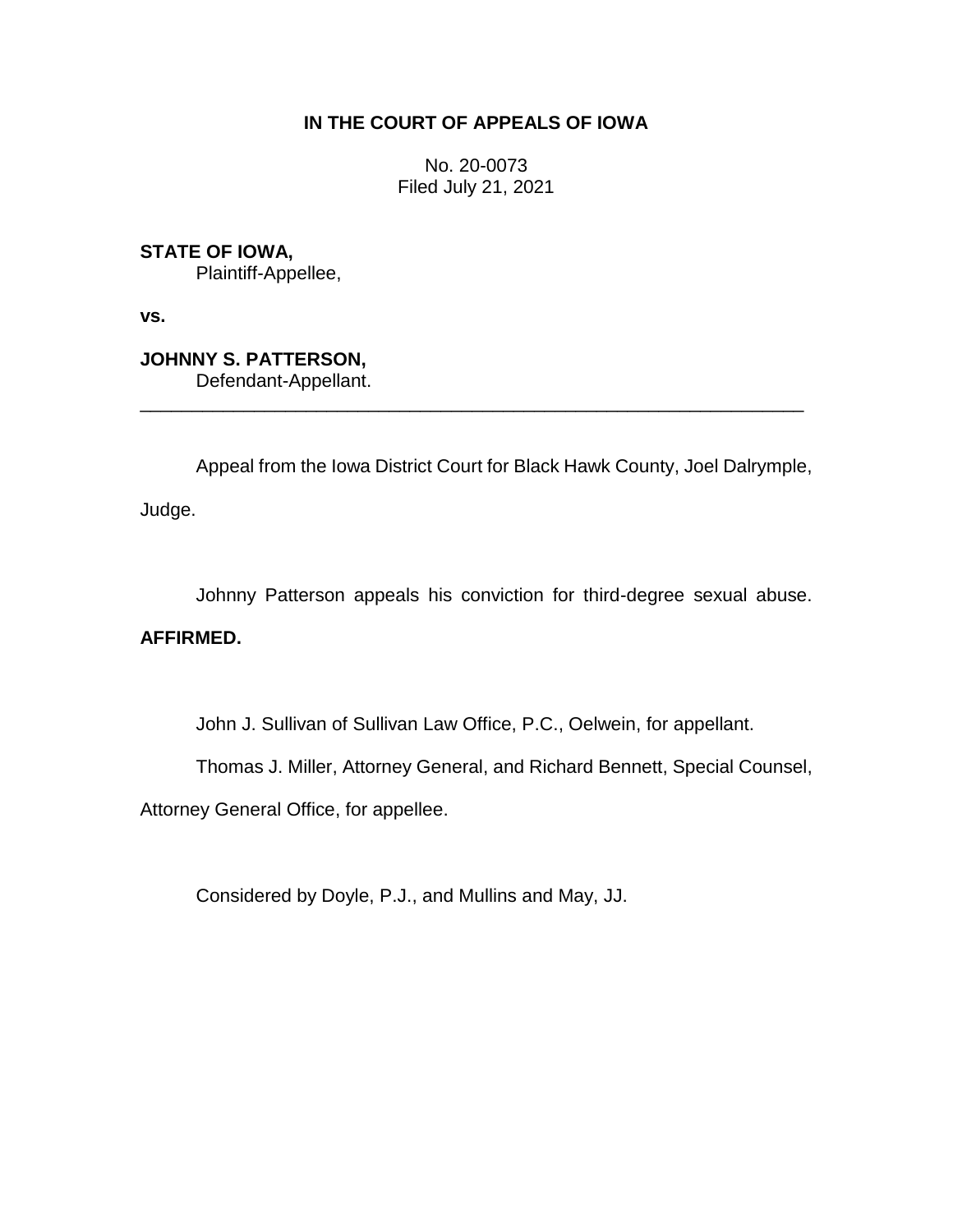**IN THE COURT OF APPEALS OF IOWA**

No. 20-0073
Filed July 21, 2021

**STATE OF IOWA,**
Plaintiff-Appellee,

**vs.**

**JOHNNY S. PATTERSON,**
Defendant-Appellant.

---

Appeal from the Iowa District Court for Black Hawk County, Joel Dalrymple, Judge.

Johnny Patterson appeals his conviction for third-degree sexual abuse. **AFFIRMED.**

John J. Sullivan of Sullivan Law Office, P.C., Oelwein, for appellant.

Thomas J. Miller, Attorney General, and Richard Bennett, Special Counsel, Attorney General Office, for appellee.

Considered by Doyle, P.J., and Mullins and May, JJ.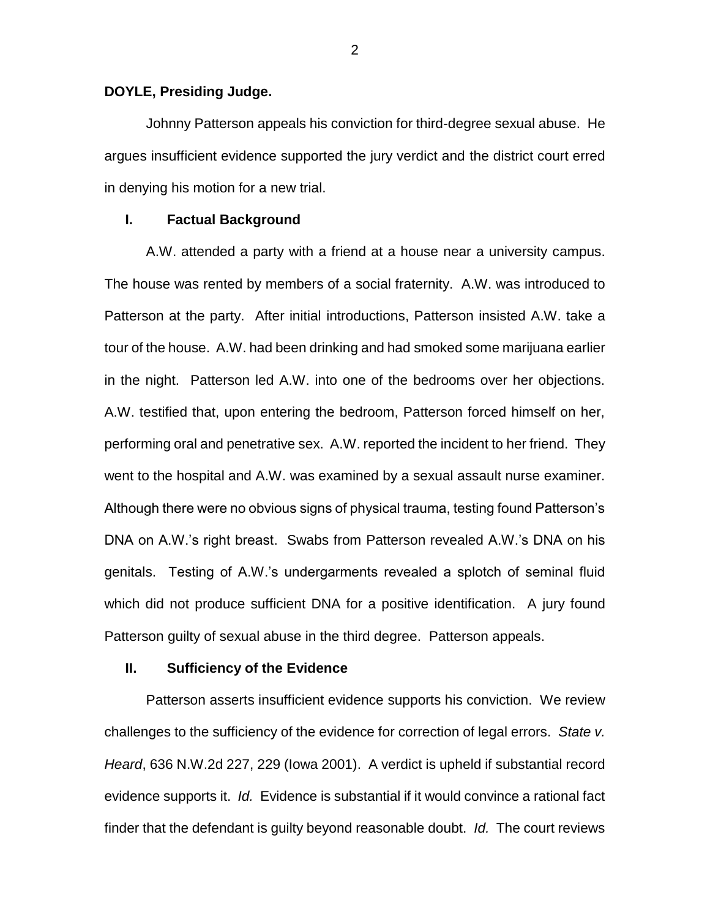**DOYLE, Presiding Judge.**

Johnny Patterson appeals his conviction for third-degree sexual abuse. He argues insufficient evidence supported the jury verdict and the district court erred in denying his motion for a new trial.

## I. Factual Background

A.W. attended a party with a friend at a house near a university campus. The house was rented by members of a social fraternity. A.W. was introduced to Patterson at the party. After initial introductions, Patterson insisted A.W. take a tour of the house. A.W. had been drinking and had smoked some marijuana earlier in the night. Patterson led A.W. into one of the bedrooms over her objections. A.W. testified that, upon entering the bedroom, Patterson forced himself on her, performing oral and penetrative sex. A.W. reported the incident to her friend. They went to the hospital and A.W. was examined by a sexual assault nurse examiner. Although there were no obvious signs of physical trauma, testing found Patterson's DNA on A.W.'s right breast. Swabs from Patterson revealed A.W.'s DNA on his genitals. Testing of A.W.'s undergarments revealed a splotch of seminal fluid which did not produce sufficient DNA for a positive identification. A jury found Patterson guilty of sexual abuse in the third degree. Patterson appeals.

## II. Sufficiency of the Evidence

Patterson asserts insufficient evidence supports his conviction. We review challenges to the sufficiency of the evidence for correction of legal errors. *State v. Heard*, 636 N.W.2d 227, 229 (Iowa 2001). A verdict is upheld if substantial record evidence supports it. *Id.* Evidence is substantial if it would convince a rational fact finder that the defendant is guilty beyond reasonable doubt. *Id.* The court reviews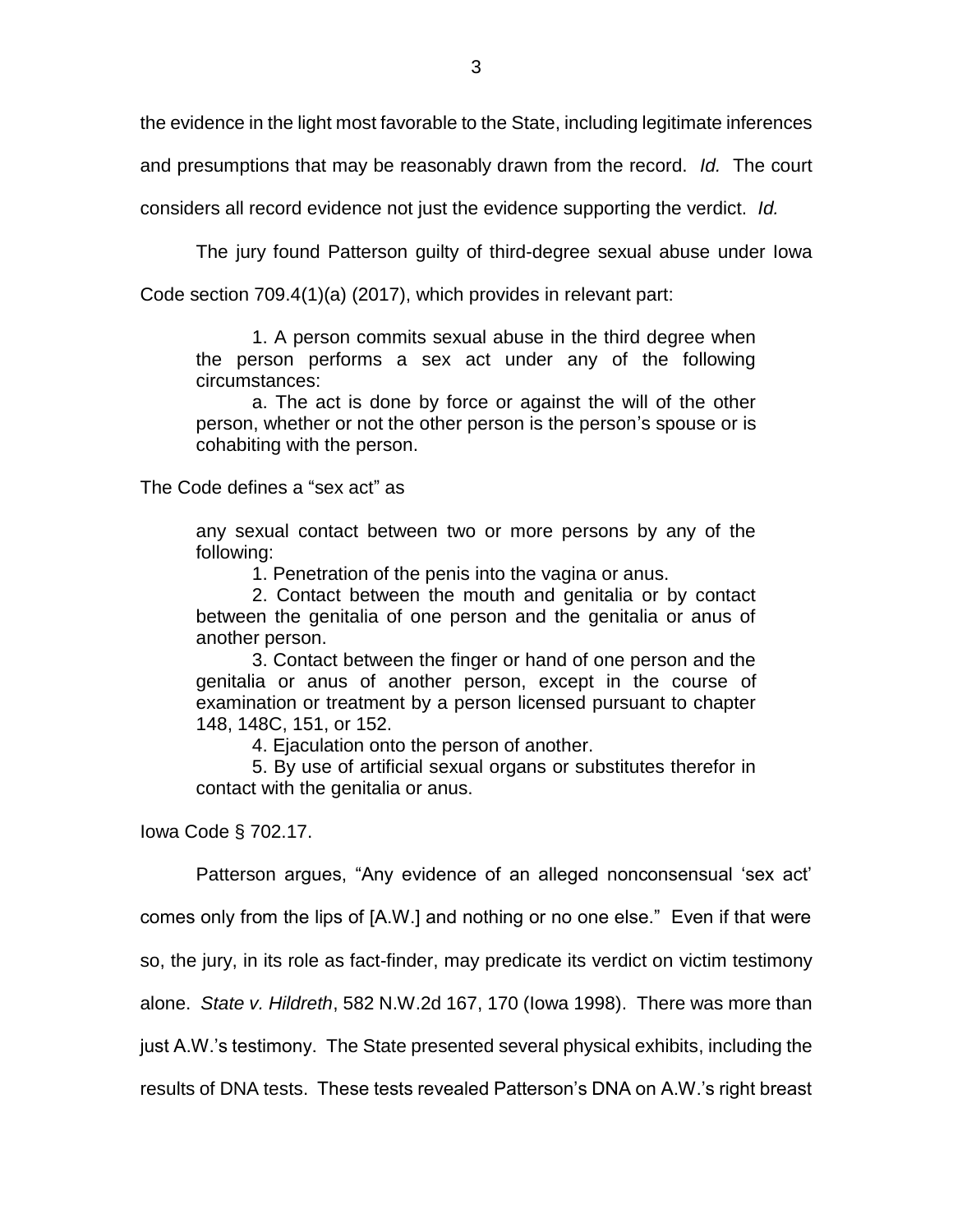the evidence in the light most favorable to the State, including legitimate inferences and presumptions that may be reasonably drawn from the record. *Id.* The court considers all record evidence not just the evidence supporting the verdict. *Id.*

The jury found Patterson guilty of third-degree sexual abuse under Iowa Code section 709.4(1)(a) (2017), which provides in relevant part:

> 1. A person commits sexual abuse in the third degree when the person performs a sex act under any of the following circumstances:
>
> a. The act is done by force or against the will of the other person, whether or not the other person is the person's spouse or is cohabiting with the person.

The Code defines a "sex act" as

> any sexual contact between two or more persons by any of the following:
>
> 1. Penetration of the penis into the vagina or anus.
>
> 2. Contact between the mouth and genitalia or by contact between the genitalia of one person and the genitalia or anus of another person.
>
> 3. Contact between the finger or hand of one person and the genitalia or anus of another person, except in the course of examination or treatment by a person licensed pursuant to chapter 148, 148C, 151, or 152.
>
> 4. Ejaculation onto the person of another.
>
> 5. By use of artificial sexual organs or substitutes therefor in contact with the genitalia or anus.

Iowa Code § 702.17.

Patterson argues, "Any evidence of an alleged nonconsensual 'sex act' comes only from the lips of [A.W.] and nothing or no one else." Even if that were so, the jury, in its role as fact-finder, may predicate its verdict on victim testimony alone. *State v. Hildreth*, 582 N.W.2d 167, 170 (Iowa 1998). There was more than just A.W.'s testimony. The State presented several physical exhibits, including the results of DNA tests. These tests revealed Patterson's DNA on A.W.'s right breast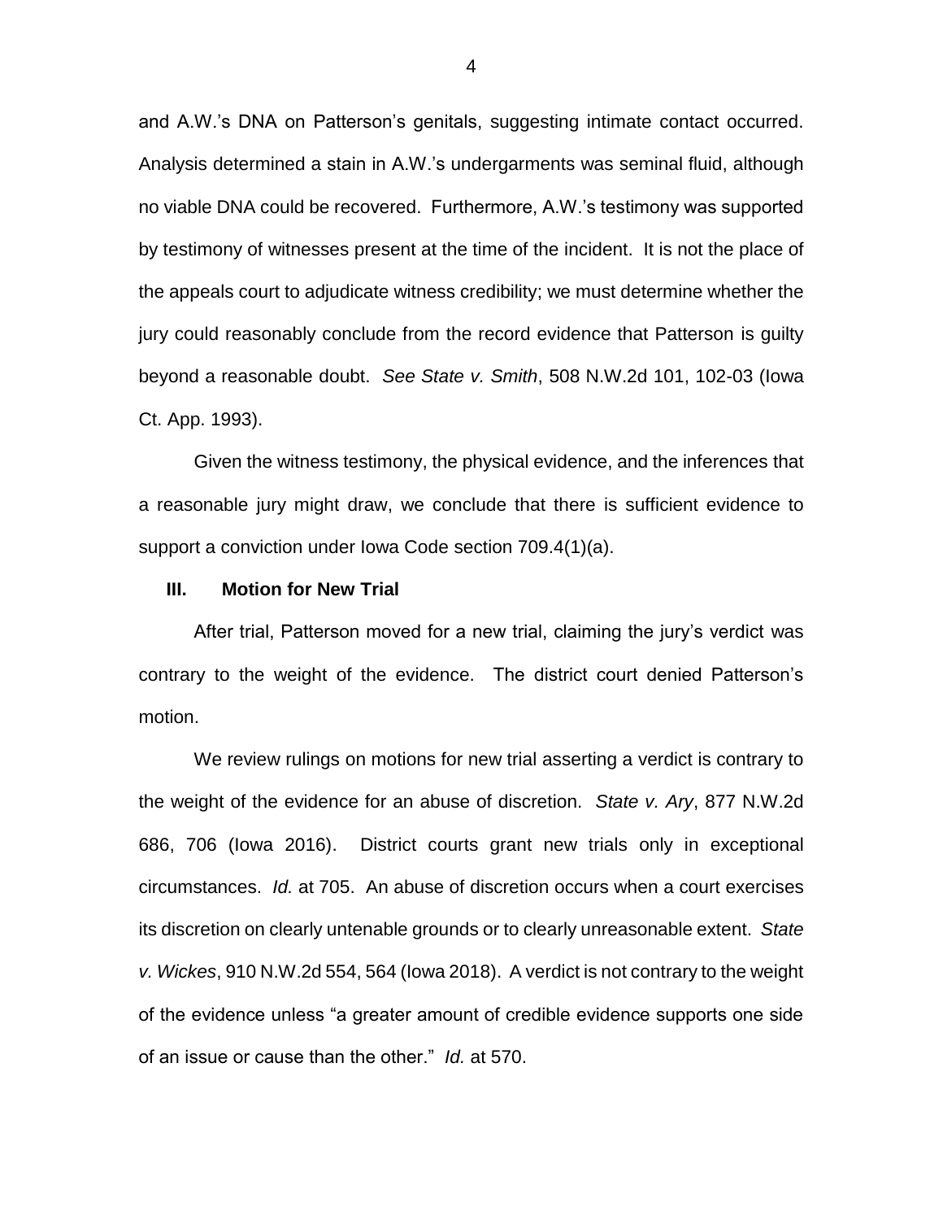and A.W.'s DNA on Patterson's genitals, suggesting intimate contact occurred. Analysis determined a stain in A.W.'s undergarments was seminal fluid, although no viable DNA could be recovered. Furthermore, A.W.'s testimony was supported by testimony of witnesses present at the time of the incident. It is not the place of the appeals court to adjudicate witness credibility; we must determine whether the jury could reasonably conclude from the record evidence that Patterson is guilty beyond a reasonable doubt. *See State v. Smith*, 508 N.W.2d 101, 102-03 (Iowa Ct. App. 1993).

Given the witness testimony, the physical evidence, and the inferences that a reasonable jury might draw, we conclude that there is sufficient evidence to support a conviction under Iowa Code section 709.4(1)(a).

### III. Motion for New Trial

After trial, Patterson moved for a new trial, claiming the jury's verdict was contrary to the weight of the evidence. The district court denied Patterson's motion.

We review rulings on motions for new trial asserting a verdict is contrary to the weight of the evidence for an abuse of discretion. *State v. Ary*, 877 N.W.2d 686, 706 (Iowa 2016). District courts grant new trials only in exceptional circumstances. *Id.* at 705. An abuse of discretion occurs when a court exercises its discretion on clearly untenable grounds or to clearly unreasonable extent. *State v. Wickes*, 910 N.W.2d 554, 564 (Iowa 2018). A verdict is not contrary to the weight of the evidence unless "a greater amount of credible evidence supports one side of an issue or cause than the other." *Id.* at 570.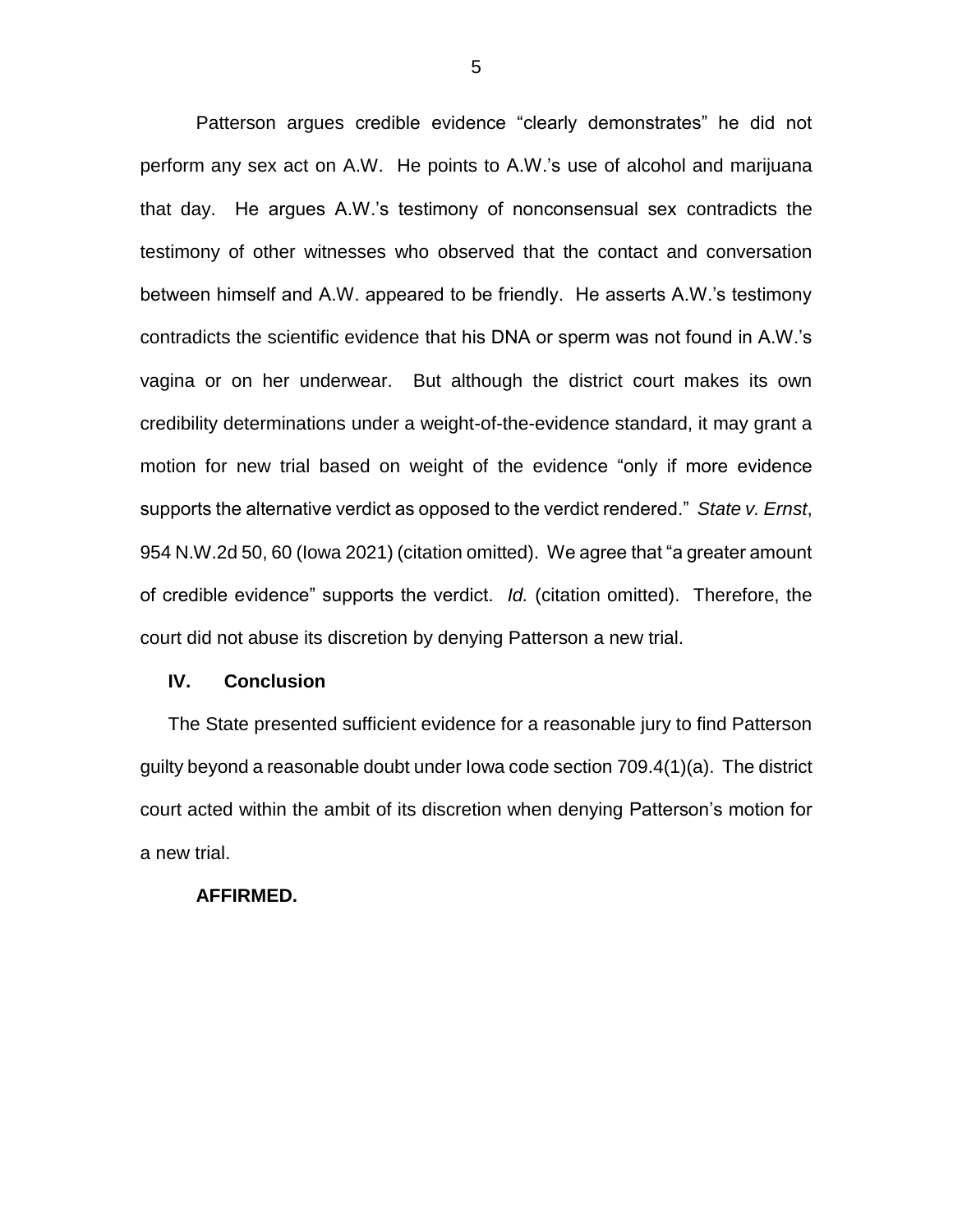Patterson argues credible evidence "clearly demonstrates" he did not perform any sex act on A.W. He points to A.W.'s use of alcohol and marijuana that day. He argues A.W.'s testimony of nonconsensual sex contradicts the testimony of other witnesses who observed that the contact and conversation between himself and A.W. appeared to be friendly. He asserts A.W.'s testimony contradicts the scientific evidence that his DNA or sperm was not found in A.W.'s vagina or on her underwear. But although the district court makes its own credibility determinations under a weight-of-the-evidence standard, it may grant a motion for new trial based on weight of the evidence "only if more evidence supports the alternative verdict as opposed to the verdict rendered." *State v. Ernst*, 954 N.W.2d 50, 60 (Iowa 2021) (citation omitted). We agree that "a greater amount of credible evidence" supports the verdict. *Id.* (citation omitted). Therefore, the court did not abuse its discretion by denying Patterson a new trial.

## IV. Conclusion

The State presented sufficient evidence for a reasonable jury to find Patterson guilty beyond a reasonable doubt under Iowa code section 709.4(1)(a). The district court acted within the ambit of its discretion when denying Patterson's motion for a new trial.

**AFFIRMED.**